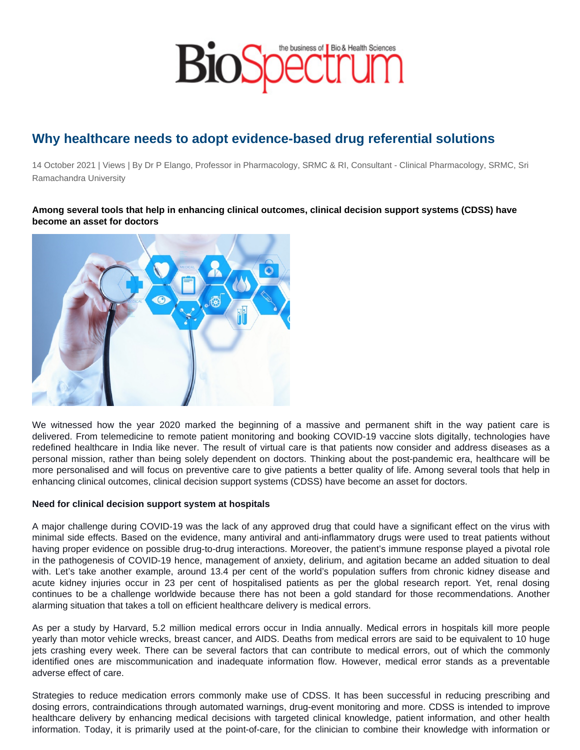# Why healthcare needs to adopt evidence-based drug referential solutions

14 October 2021 | Views | By Dr P Elango, Professor in Pharmacology, SRMC & RI, Consultant - Clinical Pharmacology, SRMC, Sri Ramachandra University

**Among several tools that help in enhancing clinical outcomes, clinical decision support systems (CDSS) have become an asset for doctors**

We witnessed how the year 2020 marked the beginning of a massive and permanent shift in the way patient care is delivered. From telemedicine to remote patient monitoring and booking COVID-19 vaccine slots digitally, technologies have redefined healthcare in India like never. The result of virtual care is that patients now consider and address diseases as a personal mission, rather than being solely dependent on doctors. Thinking about the post-pandemic era, healthcare will be more personalised and will focus on preventive care to give patients a better quality of life. Among several tools that help in enhancing clinical outcomes, clinical decision support systems (CDSS) have become an asset for doctors.

**Need for clinical decision support system at hospitals**

A major challenge during COVID-19 was the lack of any approved drug that could have a significant effect on the virus with minimal side effects. Based on the evidence, many antiviral and anti-inflammatory drugs were used to treat patients without having proper evidence on possible drug-to-drug interactions. Moreover, the patient's immune response played a pivotal role in the pathogenesis of COVID-19 hence, management of anxiety, delirium, and agitation became an added situation to deal with. Let's take another example, around 13.4 per cent of the world's population suffers from chronic kidney disease and acute kidney injuries occur in 23 per cent of hospitalised patients as per the global research report. Yet, renal dosing continues to be a challenge worldwide because there has not been a gold standard for those recommendations. Another alarming situation that takes a toll on efficient healthcare delivery is medical errors.

As per a study by Harvard, 5.2 million medical errors occur in India annually. Medical errors in hospitals kill more people yearly than motor vehicle wrecks, breast cancer, and AIDS. Deaths from medical errors are said to be equivalent to 10 huge jets crashing every week. There can be several factors that can contribute to medical errors, out of which the commonly identified ones are miscommunication and inadequate information flow. However, medical error stands as a preventable adverse effect of care.

Strategies to reduce medication errors commonly make use of CDSS. It has been successful in reducing prescribing and dosing errors, contraindications through automated warnings, drug-event monitoring and more. CDSS is intended to improve healthcare delivery by enhancing medical decisions with targeted clinical knowledge, patient information, and other health information. Today, it is primarily used at the point-of-care, for the clinician to combine their knowledge with information or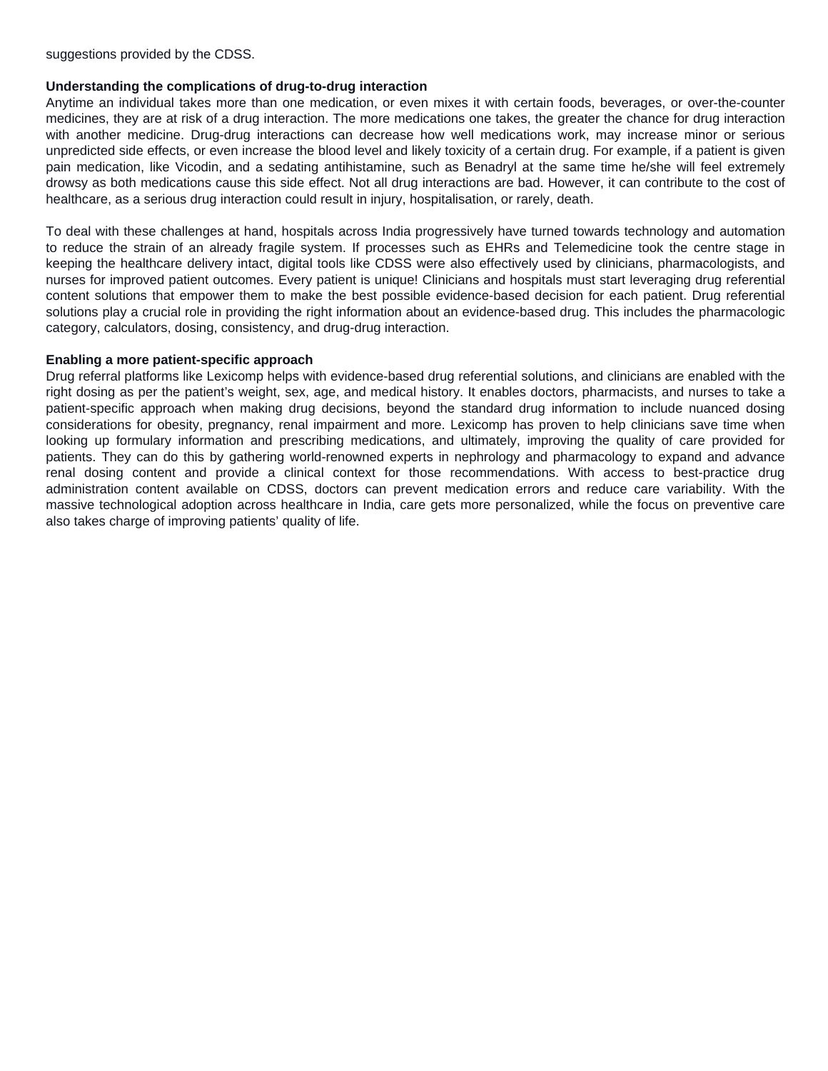suggestions provided by the CDSS.

**Understanding the complications of drug-to-drug interaction**

Anytime an individual takes more than one medication, or even mixes it with certain foods, beverages, or over-the-counter medicines, they are at risk of a drug interaction. The more medications one takes, the greater the chance for drug interaction with another medicine. Drug-drug interactions can decrease how well medications work, may increase minor or serious unpredicted side effects, or even increase the blood level and likely toxicity of a certain drug. For example, if a patient is given pain medication, like Vicodin, and a sedating antihistamine, such as Benadryl at the same time he/she will feel extremely drowsy as both medications cause this side effect. Not all drug interactions are bad. However, it can contribute to the cost of healthcare, as a serious drug interaction could result in injury, hospitalisation, or rarely, death.

To deal with these challenges at hand, hospitals across India progressively have turned towards technology and automation to reduce the strain of an already fragile system. If processes such as EHRs and Telemedicine took the centre stage in keeping the healthcare delivery intact, digital tools like CDSS were also effectively used by clinicians, pharmacologists, and nurses for improved patient outcomes. Every patient is unique! Clinicians and hospitals must start leveraging drug referential content solutions that empower them to make the best possible evidence-based decision for each patient. Drug referential solutions play a crucial role in providing the right information about an evidence-based drug. This includes the pharmacologic category, calculators, dosing, consistency, and drug-drug interaction.

**Enabling a more patient-specific approach**

Drug referral platforms like Lexicomp helps with evidence-based drug referential solutions, and clinicians are enabled with the right dosing as per the patient's weight, sex, age, and medical history. It enables doctors, pharmacists, and nurses to take a patient-specific approach when making drug decisions, beyond the standard drug information to include nuanced dosing considerations for obesity, pregnancy, renal impairment and more. Lexicomp has proven to help clinicians save time when looking up formulary information and prescribing medications, and ultimately, improving the quality of care provided for patients. They can do this by gathering world-renowned experts in nephrology and pharmacology to expand and advance renal dosing content and provide a clinical context for those recommendations. With access to best-practice drug administration content available on CDSS, doctors can prevent medication errors and reduce care variability. With the massive technological adoption across healthcare in India, care gets more personalized, while the focus on preventive care also takes charge of improving patients' quality of life.